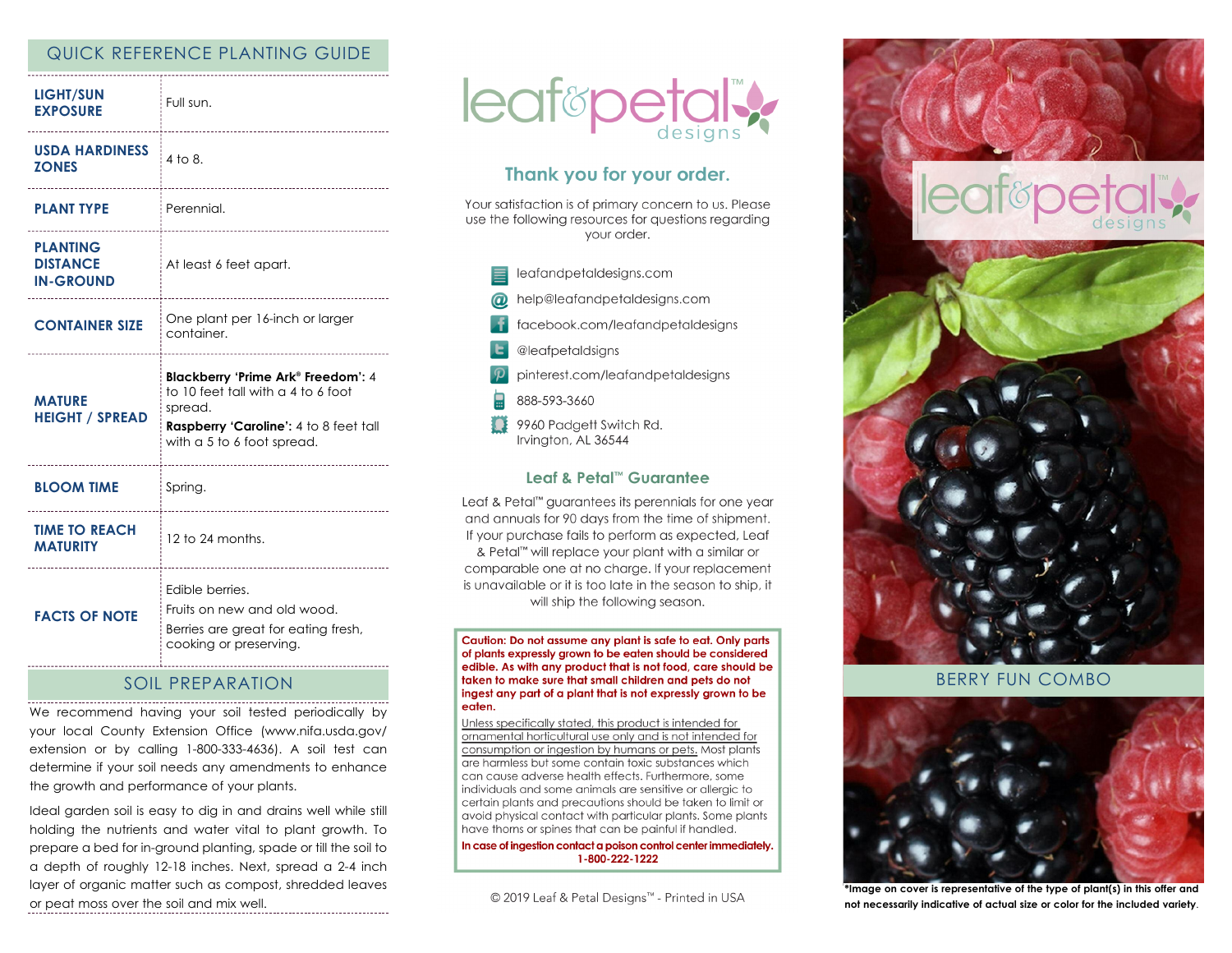## QUICK REFERENCE PLANTING GUIDE

| | |
|---|---|
| **LIGHT/SUN EXPOSURE** | Full sun. |
| **USDA HARDINESS ZONES** | 4 to 8. |
| **PLANT TYPE** | Perennial. |
| **PLANTING DISTANCE IN-GROUND** | At least 6 feet apart. |
| **CONTAINER SIZE** | One plant per 16-inch or larger container. |
| **MATURE HEIGHT / SPREAD** | **Blackberry 'Prime Ark® Freedom':** 4 to 10 feet tall with a 4 to 6 foot spread. **Raspberry 'Caroline':** 4 to 8 feet tall with a 5 to 6 foot spread. |
| **BLOOM TIME** | Spring. |
| **TIME TO REACH MATURITY** | 12 to 24 months. |
| **FACTS OF NOTE** | Edible berries. Fruits on new and old wood. Berries are great for eating fresh, cooking or preserving. |

## SOIL PREPARATION

We recommend having your soil tested periodically by your local County Extension Office (www.nifa.usda.gov/extension or by calling 1-800-333-4636). A soil test can determine if your soil needs any amendments to enhance the growth and performance of your plants.

Ideal garden soil is easy to dig in and drains well while still holding the nutrients and water vital to plant growth. To prepare a bed for in-ground planting, spade or till the soil to a depth of roughly 12-18 inches. Next, spread a 2-4 inch layer of organic matter such as compost, shredded leaves or peat moss over the soil and mix well.

leaf&petal™ designs

### Thank you for your order.

Your satisfaction is of primary concern to us. Please use the following resources for questions regarding your order.

- leafandpetaldesigns.com
- help@leafandpetaldesigns.com
- facebook.com/leafandpetaldesigns
- @leafpetaldsigns
- pinterest.com/leafandpetaldesigns
- 888-593-3660
- 9960 Padgett Switch Rd.
  Irvington, AL 36544

### Leaf & Petal™ Guarantee

Leaf & Petal™ guarantees its perennials for one year and annuals for 90 days from the time of shipment. If your purchase fails to perform as expected, Leaf & Petal™ will replace your plant with a similar or comparable one at no charge. If your replacement is unavailable or it is too late in the season to ship, it will ship the following season.

**Caution: Do not assume any plant is safe to eat. Only parts of plants expressly grown to be eaten should be considered edible. As with any product that is not food, care should be taken to make sure that small children and pets do not ingest any part of a plant that is not expressly grown to be eaten.**

Unless specifically stated, this product is intended for ornamental horticultural use only and is not intended for consumption or ingestion by humans or pets. Most plants are harmless but some contain toxic substances which can cause adverse health effects. Furthermore, some individuals and some animals are sensitive or allergic to certain plants and precautions should be taken to limit or avoid physical contact with particular plants. Some plants have thorns or spines that can be painful if handled.

**In case of ingestion contact a poison control center immediately. 1-800-222-1222**

© 2019 Leaf & Petal Designs™ - Printed in USA

leaf&petal™ designs

## BERRY FUN COMBO

**\*Image on cover is representative of the type of plant(s) in this offer and not necessarily indicative of actual size or color for the included variety.**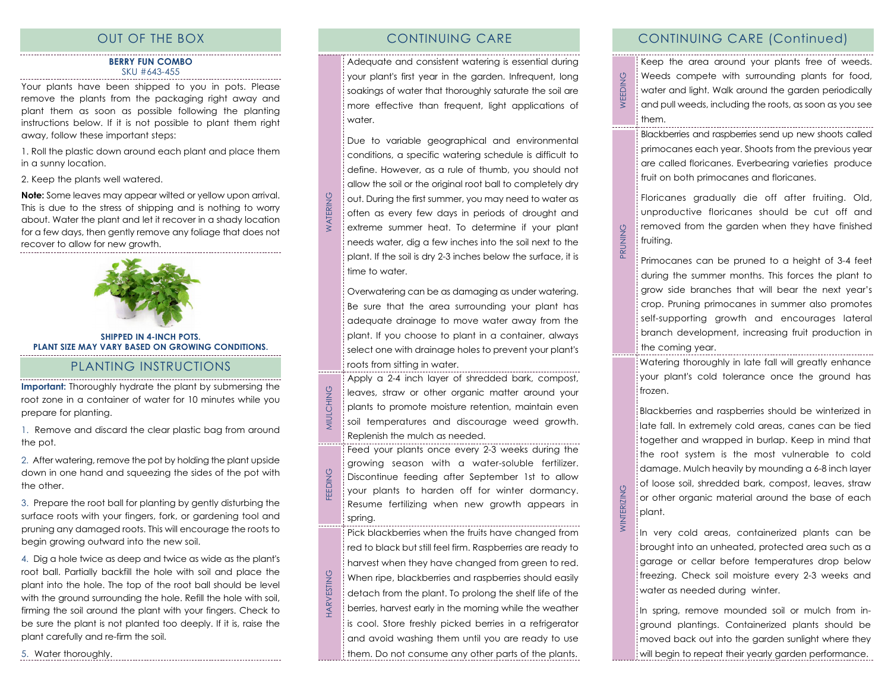## OUT OF THE BOX

**BERRY FUN COMBO**
SKU #643-455

Your plants have been shipped to you in pots. Please remove the plants from the packaging right away and plant them as soon as possible following the planting instructions below. If it is not possible to plant them right away, follow these important steps:

1. Roll the plastic down around each plant and place them in a sunny location.
2. Keep the plants well watered.

**Note:** Some leaves may appear wilted or yellow upon arrival. This is due to the stress of shipping and is nothing to worry about. Water the plant and let it recover in a shady location for a few days, then gently remove any foliage that does not recover to allow for new growth.

**SHIPPED IN 4-INCH POTS.**
**PLANT SIZE MAY VARY BASED ON GROWING CONDITIONS.**

## PLANTING INSTRUCTIONS

**Important:** Thoroughly hydrate the plant by submersing the root zone in a container of water for 10 minutes while you prepare for planting.

1. Remove and discard the clear plastic bag from around the pot.
2. After watering, remove the pot by holding the plant upside down in one hand and squeezing the sides of the pot with the other.
3. Prepare the root ball for planting by gently disturbing the surface roots with your fingers, fork, or gardening tool and pruning any damaged roots. This will encourage the roots to begin growing outward into the new soil.
4. Dig a hole twice as deep and twice as wide as the plant's root ball. Partially backfill the hole with soil and place the plant into the hole. The top of the root ball should be level with the ground surrounding the hole. Refill the hole with soil, firming the soil around the plant with your fingers. Check to be sure the plant is not planted too deeply. If it is, raise the plant carefully and re-firm the soil.
5. Water thoroughly.

## CONTINUING CARE

### WATERING

Adequate and consistent watering is essential during your plant's first year in the garden. Infrequent, long soakings of water that thoroughly saturate the soil are more effective than frequent, light applications of water.

Due to variable geographical and environmental conditions, a specific watering schedule is difficult to define. However, as a rule of thumb, you should not allow the soil or the original root ball to completely dry out. During the first summer, you may need to water as often as every few days in periods of drought and extreme summer heat. To determine if your plant needs water, dig a few inches into the soil next to the plant. If the soil is dry 2-3 inches below the surface, it is time to water.

Overwatering can be as damaging as under watering. Be sure that the area surrounding your plant has adequate drainage to move water away from the plant. If you choose to plant in a container, always select one with drainage holes to prevent your plant's roots from sitting in water.

### MULCHING

Apply a 2-4 inch layer of shredded bark, compost, leaves, straw or other organic matter around your plants to promote moisture retention, maintain even soil temperatures and discourage weed growth. Replenish the mulch as needed.

### FEEDING

Feed your plants once every 2-3 weeks during the growing season with a water-soluble fertilizer. Discontinue feeding after September 1st to allow your plants to harden off for winter dormancy. Resume fertilizing when new growth appears in spring.

### HARVESTING

Pick blackberries when the fruits have changed from red to black but still feel firm. Raspberries are ready to harvest when they have changed from green to red. When ripe, blackberries and raspberries should easily detach from the plant. To prolong the shelf life of the berries, harvest early in the morning while the weather is cool. Store freshly picked berries in a refrigerator and avoid washing them until you are ready to use them. Do not consume any other parts of the plants.

## CONTINUING CARE (Continued)

### WEEDING

Keep the area around your plants free of weeds. Weeds compete with surrounding plants for food, water and light. Walk around the garden periodically and pull weeds, including the roots, as soon as you see them.

### PRUNING

Blackberries and raspberries send up new shoots called primocanes each year. Shoots from the previous year are called floricanes. Everbearing varieties produce fruit on both primocanes and floricanes.

Floricanes gradually die off after fruiting. Old, unproductive floricanes should be cut off and removed from the garden when they have finished fruiting.

Primocanes can be pruned to a height of 3-4 feet during the summer months. This forces the plant to grow side branches that will bear the next year's crop. Pruning primocanes in summer also promotes self-supporting growth and encourages lateral branch development, increasing fruit production in the coming year.

### WINTERIZING

Watering thoroughly in late fall will greatly enhance your plant's cold tolerance once the ground has frozen.

Blackberries and raspberries should be winterized in late fall. In extremely cold areas, canes can be tied together and wrapped in burlap. Keep in mind that the root system is the most vulnerable to cold damage. Mulch heavily by mounding a 6-8 inch layer of loose soil, shredded bark, compost, leaves, straw or other organic material around the base of each plant.

In very cold areas, containerized plants can be brought into an unheated, protected area such as a garage or cellar before temperatures drop below freezing. Check soil moisture every 2-3 weeks and water as needed during winter.

In spring, remove mounded soil or mulch from in-ground plantings. Containerized plants should be moved back out into the garden sunlight where they will begin to repeat their yearly garden performance.